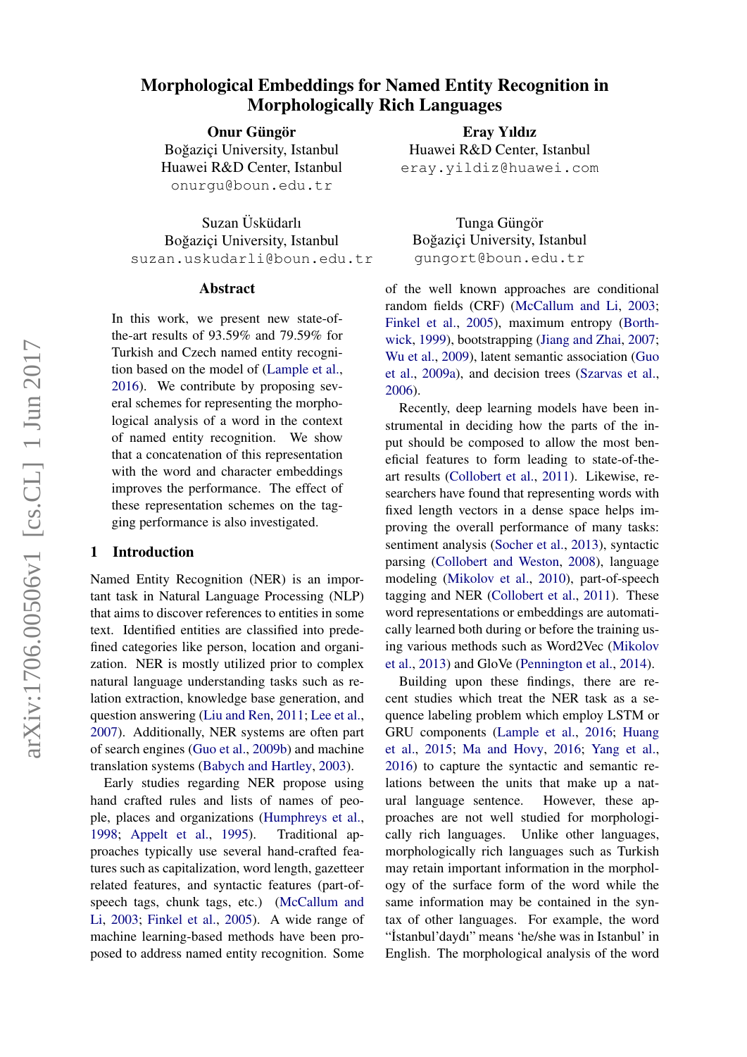# Morphological Embeddings for Named Entity Recognition in Morphologically Rich Languages

**Onur Güngör**
Boğaziçi University, Istanbul
Huawei R&D Center, Istanbul
onurgu@boun.edu.tr

**Eray Yıldız**
Huawei R&D Center, Istanbul
eray.yildiz@huawei.com

Suzan Üsküdarlı
Boğaziçi University, Istanbul
suzan.uskudarli@boun.edu.tr

Tunga Güngör
Boğaziçi University, Istanbul
gungort@boun.edu.tr

## Abstract

In this work, we present new state-of-the-art results of 93.59% and 79.59% for Turkish and Czech named entity recognition based on the model of (Lample et al., 2016). We contribute by proposing several schemes for representing the morphological analysis of a word in the context of named entity recognition. We show that a concatenation of this representation with the word and character embeddings improves the performance. The effect of these representation schemes on the tagging performance is also investigated.

## 1 Introduction

Named Entity Recognition (NER) is an important task in Natural Language Processing (NLP) that aims to discover references to entities in some text. Identified entities are classified into predefined categories like person, location and organization. NER is mostly utilized prior to complex natural language understanding tasks such as relation extraction, knowledge base generation, and question answering (Liu and Ren, 2011; Lee et al., 2007). Additionally, NER systems are often part of search engines (Guo et al., 2009b) and machine translation systems (Babych and Hartley, 2003).

Early studies regarding NER propose using hand crafted rules and lists of names of people, places and organizations (Humphreys et al., 1998; Appelt et al., 1995). Traditional approaches typically use several hand-crafted features such as capitalization, word length, gazetteer related features, and syntactic features (part-of-speech tags, chunk tags, etc.) (McCallum and Li, 2003; Finkel et al., 2005). A wide range of machine learning-based methods have been proposed to address named entity recognition. Some of the well known approaches are conditional random fields (CRF) (McCallum and Li, 2003; Finkel et al., 2005), maximum entropy (Borthwick, 1999), bootstrapping (Jiang and Zhai, 2007; Wu et al., 2009), latent semantic association (Guo et al., 2009a), and decision trees (Szarvas et al., 2006).

Recently, deep learning models have been instrumental in deciding how the parts of the input should be composed to allow the most beneficial features to form leading to state-of-the-art results (Collobert et al., 2011). Likewise, researchers have found that representing words with fixed length vectors in a dense space helps improving the overall performance of many tasks: sentiment analysis (Socher et al., 2013), syntactic parsing (Collobert and Weston, 2008), language modeling (Mikolov et al., 2010), part-of-speech tagging and NER (Collobert et al., 2011). These word representations or embeddings are automatically learned both during or before the training using various methods such as Word2Vec (Mikolov et al., 2013) and GloVe (Pennington et al., 2014).

Building upon these findings, there are recent studies which treat the NER task as a sequence labeling problem which employ LSTM or GRU components (Lample et al., 2016; Huang et al., 2015; Ma and Hovy, 2016; Yang et al., 2016) to capture the syntactic and semantic relations between the units that make up a natural language sentence. However, these approaches are not well studied for morphologically rich languages. Unlike other languages, morphologically rich languages such as Turkish may retain important information in the morphology of the surface form of the word while the same information may be contained in the syntax of other languages. For example, the word "İstanbul'daydı" means 'he/she was in Istanbul' in English. The morphological analysis of the word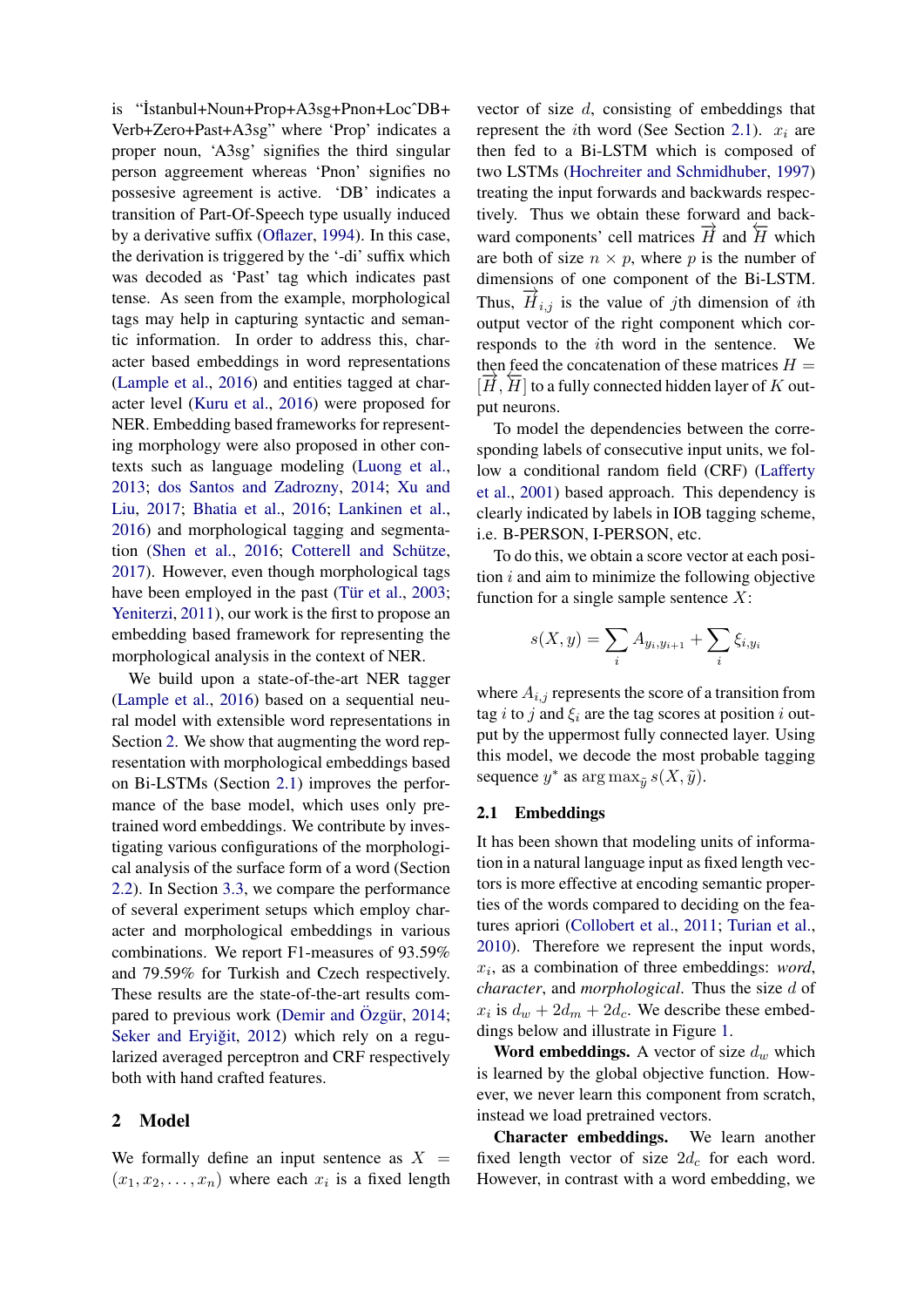is "İstanbul+Noun+Prop+A3sg+Pnon+Loc^DB+Verb+Zero+Past+A3sg" where 'Prop' indicates a proper noun, 'A3sg' signifies the third singular person aggreement whereas 'Pnon' signifies no possesive agreement is active. 'DB' indicates a transition of Part-Of-Speech type usually induced by a derivative suffix (Oflazer, 1994). In this case, the derivation is triggered by the '-di' suffix which was decoded as 'Past' tag which indicates past tense. As seen from the example, morphological tags may help in capturing syntactic and semantic information. In order to address this, character based embeddings in word representations (Lample et al., 2016) and entities tagged at character level (Kuru et al., 2016) were proposed for NER. Embedding based frameworks for representing morphology were also proposed in other contexts such as language modeling (Luong et al., 2013; dos Santos and Zadrozny, 2014; Xu and Liu, 2017; Bhatia et al., 2016; Lankinen et al., 2016) and morphological tagging and segmentation (Shen et al., 2016; Cotterell and Schütze, 2017). However, even though morphological tags have been employed in the past (Tür et al., 2003; Yeniterzi, 2011), our work is the first to propose an embedding based framework for representing the morphological analysis in the context of NER.

We build upon a state-of-the-art NER tagger (Lample et al., 2016) based on a sequential neural model with extensible word representations in Section 2. We show that augmenting the word representation with morphological embeddings based on Bi-LSTMs (Section 2.1) improves the performance of the base model, which uses only pretrained word embeddings. We contribute by investigating various configurations of the morphological analysis of the surface form of a word (Section 2.2). In Section 3.3, we compare the performance of several experiment setups which employ character and morphological embeddings in various combinations. We report F1-measures of 93.59% and 79.59% for Turkish and Czech respectively. These results are the state-of-the-art results compared to previous work (Demir and Özgür, 2014; Seker and Eryiğit, 2012) which rely on a regularized averaged perceptron and CRF respectively both with hand crafted features.

## 2 Model

We formally define an input sentence as $X = (x_1, x_2, \ldots, x_n)$ where each $x_i$ is a fixed length vector of size $d$, consisting of embeddings that represent the $i$th word (See Section 2.1). $x_i$ are then fed to a Bi-LSTM which is composed of two LSTMs (Hochreiter and Schmidhuber, 1997) treating the input forwards and backwards respectively. Thus we obtain these forward and backward components' cell matrices $\overrightarrow{H}$ and $\overleftarrow{H}$ which are both of size $n \times p$, where $p$ is the number of dimensions of one component of the Bi-LSTM. Thus, $\overrightarrow{H}_{i,j}$ is the value of $j$th dimension of $i$th output vector of the right component which corresponds to the $i$th word in the sentence. We then feed the concatenation of these matrices $H = [\overrightarrow{H}, \overleftarrow{H}]$ to a fully connected hidden layer of $K$ output neurons.

To model the dependencies between the corresponding labels of consecutive input units, we follow a conditional random field (CRF) (Lafferty et al., 2001) based approach. This dependency is clearly indicated by labels in IOB tagging scheme, i.e. B-PERSON, I-PERSON, etc.

To do this, we obtain a score vector at each position $i$ and aim to minimize the following objective function for a single sample sentence $X$:

$$s(X, y) = \sum_i A_{y_i, y_{i+1}} + \sum_i \xi_{i, y_i}$$

where $A_{i,j}$ represents the score of a transition from tag $i$ to $j$ and $\xi_i$ are the tag scores at position $i$ output by the uppermost fully connected layer. Using this model, we decode the most probable tagging sequence $y^*$ as $\arg\max_{\tilde{y}} s(X, \tilde{y})$.

### 2.1 Embeddings

It has been shown that modeling units of information in a natural language input as fixed length vectors is more effective at encoding semantic properties of the words compared to deciding on the features apriori (Collobert et al., 2011; Turian et al., 2010). Therefore we represent the input words, $x_i$, as a combination of three embeddings: *word*, *character*, and *morphological*. Thus the size $d$ of $x_i$ is $d_w + 2d_m + 2d_c$. We describe these embeddings below and illustrate in Figure 1.

**Word embeddings.** A vector of size $d_w$ which is learned by the global objective function. However, we never learn this component from scratch, instead we load pretrained vectors.

**Character embeddings.** We learn another fixed length vector of size $2d_c$ for each word. However, in contrast with a word embedding, we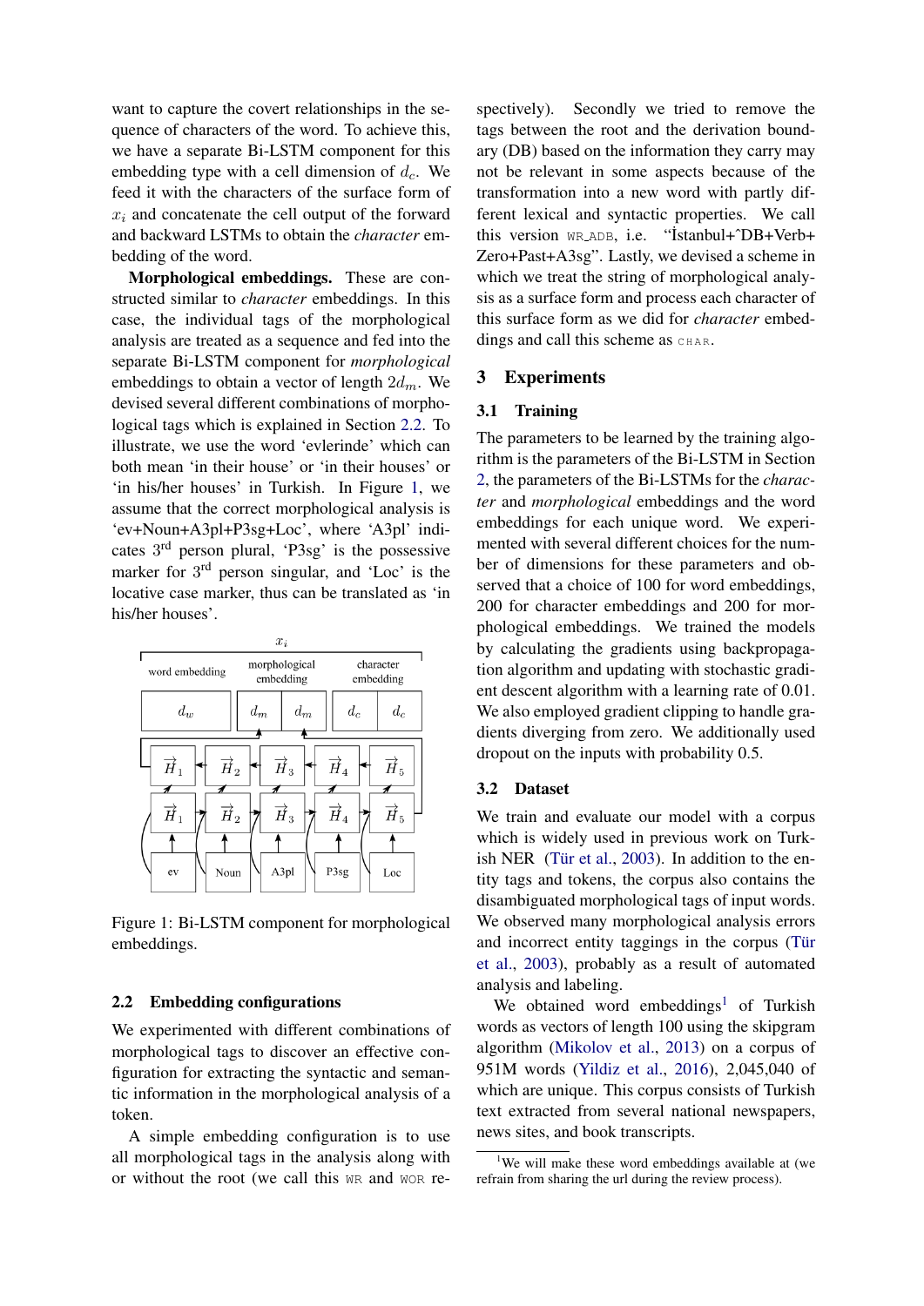want to capture the covert relationships in the sequence of characters of the word. To achieve this, we have a separate Bi-LSTM component for this embedding type with a cell dimension of $d_c$. We feed it with the characters of the surface form of $x_i$ and concatenate the cell output of the forward and backward LSTMs to obtain the *character* embedding of the word.

**Morphological embeddings.** These are constructed similar to *character* embeddings. In this case, the individual tags of the morphological analysis are treated as a sequence and fed into the separate Bi-LSTM component for *morphological* embeddings to obtain a vector of length $2d_m$. We devised several different combinations of morphological tags which is explained in Section 2.2. To illustrate, we use the word 'evlerinde' which can both mean 'in their house' or 'in their houses' or 'in his/her houses' in Turkish. In Figure 1, we assume that the correct morphological analysis is 'ev+Noun+A3pl+P3sg+Loc', where 'A3pl' indicates 3rd person plural, 'P3sg' is the possessive marker for 3rd person singular, and 'Loc' is the locative case marker, thus can be translated as 'in his/her houses'.

Figure 1: Bi-LSTM component for morphological embeddings.

## 2.2 Embedding configurations

We experimented with different combinations of morphological tags to discover an effective configuration for extracting the syntactic and semantic information in the morphological analysis of a token.

A simple embedding configuration is to use all morphological tags in the analysis along with or without the root (we call this WR and WOR respectively). Secondly we tried to remove the tags between the root and the derivation boundary (DB) based on the information they carry may not be relevant in some aspects because of the transformation into a new word with partly different lexical and syntactic properties. We call this version WR_ADB, i.e. "İstanbul+^DB+Verb+Zero+Past+A3sg". Lastly, we devised a scheme in which we treat the string of morphological analysis as a surface form and process each character of this surface form as we did for *character* embeddings and call this scheme as CHAR.

# 3 Experiments

## 3.1 Training

The parameters to be learned by the training algorithm is the parameters of the Bi-LSTM in Section 2, the parameters of the Bi-LSTMs for the *character* and *morphological* embeddings and the word embeddings for each unique word. We experimented with several different choices for the number of dimensions for these parameters and observed that a choice of 100 for word embeddings, 200 for character embeddings and 200 for morphological embeddings. We trained the models by calculating the gradients using backpropagation algorithm and updating with stochastic gradient descent algorithm with a learning rate of 0.01. We also employed gradient clipping to handle gradients diverging from zero. We additionally used dropout on the inputs with probability 0.5.

## 3.2 Dataset

We train and evaluate our model with a corpus which is widely used in previous work on Turkish NER (Tür et al., 2003). In addition to the entity tags and tokens, the corpus also contains the disambiguated morphological tags of input words. We observed many morphological analysis errors and incorrect entity taggings in the corpus (Tür et al., 2003), probably as a result of automated analysis and labeling.

We obtained word embeddings[1] of Turkish words as vectors of length 100 using the skipgram algorithm (Mikolov et al., 2013) on a corpus of 951M words (Yildiz et al., 2016), 2,045,040 of which are unique. This corpus consists of Turkish text extracted from several national newspapers, news sites, and book transcripts.

[1] We will make these word embeddings available at (we refrain from sharing the url during the review process).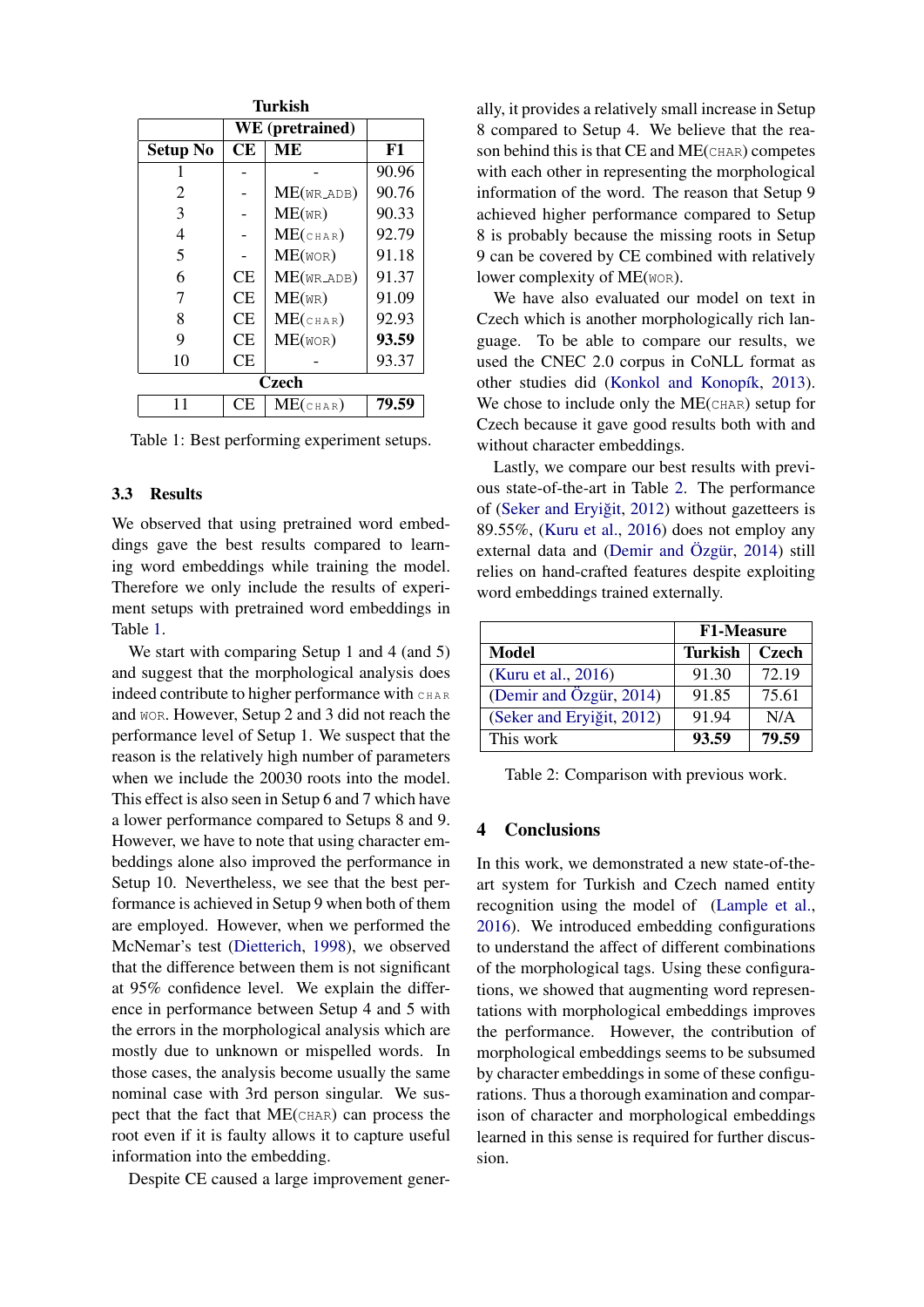**Turkish**

| | WE (pretrained) | | |
|---|---|---|---|
| **Setup No** | **CE** | **ME** | **F1** |
| 1 | - | - | 90.96 |
| 2 | - | ME(WR_ADB) | 90.76 |
| 3 | - | ME(WR) | 90.33 |
| 4 | - | ME(CHAR) | 92.79 |
| 5 | - | ME(WOR) | 91.18 |
| 6 | CE | ME(WR_ADB) | 91.37 |
| 7 | CE | ME(WR) | 91.09 |
| 8 | CE | ME(CHAR) | 92.93 |
| 9 | CE | ME(WOR) | **93.59** |
| 10 | CE | - | 93.37 |
| **Czech** | | | |
| 11 | CE | ME(CHAR) | **79.59** |

Table 1: Best performing experiment setups.

### 3.3 Results

We observed that using pretrained word embeddings gave the best results compared to learning word embeddings while training the model. Therefore we only include the results of experiment setups with pretrained word embeddings in Table 1.

We start with comparing Setup 1 and 4 (and 5) and suggest that the morphological analysis does indeed contribute to higher performance with CHAR and WOR. However, Setup 2 and 3 did not reach the performance level of Setup 1. We suspect that the reason is the relatively high number of parameters when we include the 20030 roots into the model. This effect is also seen in Setup 6 and 7 which have a lower performance compared to Setups 8 and 9. However, we have to note that using character embeddings alone also improved the performance in Setup 10. Nevertheless, we see that the best performance is achieved in Setup 9 when both of them are employed. However, when we performed the McNemar's test (Dietterich, 1998), we observed that the difference between them is not significant at 95% confidence level. We explain the difference in performance between Setup 4 and 5 with the errors in the morphological analysis which are mostly due to unknown or mispelled words. In those cases, the analysis become usually the same nominal case with 3rd person singular. We suspect that the fact that ME(CHAR) can process the root even if it is faulty allows it to capture useful information into the embedding.

Despite CE caused a large improvement generally, it provides a relatively small increase in Setup 8 compared to Setup 4. We believe that the reason behind this is that CE and ME(CHAR) competes with each other in representing the morphological information of the word. The reason that Setup 9 achieved higher performance compared to Setup 8 is probably because the missing roots in Setup 9 can be covered by CE combined with relatively lower complexity of ME(WOR).

We have also evaluated our model on text in Czech which is another morphologically rich language. To be able to compare our results, we used the CNEC 2.0 corpus in CoNLL format as other studies did (Konkol and Konopík, 2013). We chose to include only the ME(CHAR) setup for Czech because it gave good results both with and without character embeddings.

Lastly, we compare our best results with previous state-of-the-art in Table 2. The performance of (Seker and Eryiğit, 2012) without gazetteers is 89.55%, (Kuru et al., 2016) does not employ any external data and (Demir and Özgür, 2014) still relies on hand-crafted features despite exploiting word embeddings trained externally.

| | F1-Measure | |
|---|---|---|
| **Model** | **Turkish** | **Czech** |
| (Kuru et al., 2016) | 91.30 | 72.19 |
| (Demir and Özgür, 2014) | 91.85 | 75.61 |
| (Seker and Eryiğit, 2012) | 91.94 | N/A |
| This work | **93.59** | **79.59** |

Table 2: Comparison with previous work.

## 4 Conclusions

In this work, we demonstrated a new state-of-the-art system for Turkish and Czech named entity recognition using the model of (Lample et al., 2016). We introduced embedding configurations to understand the affect of different combinations of the morphological tags. Using these configurations, we showed that augmenting word representations with morphological embeddings improves the performance. However, the contribution of morphological embeddings seems to be subsumed by character embeddings in some of these configurations. Thus a thorough examination and comparison of character and morphological embeddings learned in this sense is required for further discussion.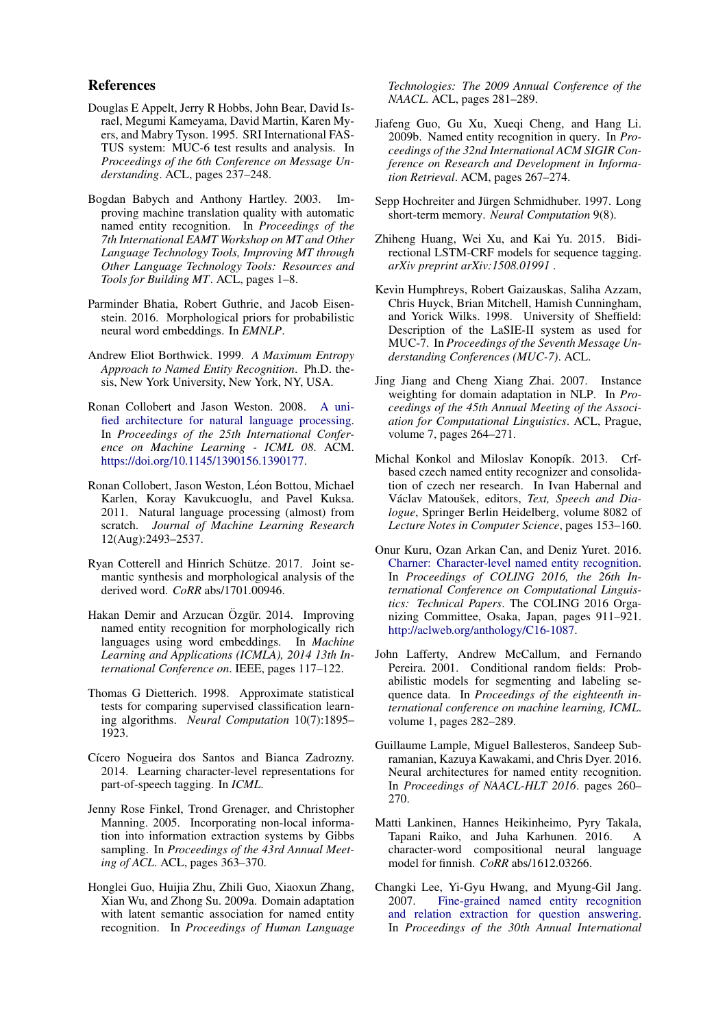## References

Douglas E Appelt, Jerry R Hobbs, John Bear, David Israel, Megumi Kameyama, David Martin, Karen Myers, and Mabry Tyson. 1995. SRI International FASTUS system: MUC-6 test results and analysis. In *Proceedings of the 6th Conference on Message Understanding*. ACL, pages 237–248.

Bogdan Babych and Anthony Hartley. 2003. Improving machine translation quality with automatic named entity recognition. In *Proceedings of the 7th International EAMT Workshop on MT and Other Language Technology Tools, Improving MT through Other Language Technology Tools: Resources and Tools for Building MT*. ACL, pages 1–8.

Parminder Bhatia, Robert Guthrie, and Jacob Eisenstein. 2016. Morphological priors for probabilistic neural word embeddings. In *EMNLP*.

Andrew Eliot Borthwick. 1999. *A Maximum Entropy Approach to Named Entity Recognition*. Ph.D. thesis, New York University, New York, NY, USA.

Ronan Collobert and Jason Weston. 2008. A unified architecture for natural language processing. In *Proceedings of the 25th International Conference on Machine Learning - ICML 08*. ACM. https://doi.org/10.1145/1390156.1390177.

Ronan Collobert, Jason Weston, Léon Bottou, Michael Karlen, Koray Kavukcuoglu, and Pavel Kuksa. 2011. Natural language processing (almost) from scratch. *Journal of Machine Learning Research* 12(Aug):2493–2537.

Ryan Cotterell and Hinrich Schütze. 2017. Joint semantic synthesis and morphological analysis of the derived word. *CoRR* abs/1701.00946.

Hakan Demir and Arzucan Özgür. 2014. Improving named entity recognition for morphologically rich languages using word embeddings. In *Machine Learning and Applications (ICMLA), 2014 13th International Conference on*. IEEE, pages 117–122.

Thomas G Dietterich. 1998. Approximate statistical tests for comparing supervised classification learning algorithms. *Neural Computation* 10(7):1895–1923.

Cícero Nogueira dos Santos and Bianca Zadrozny. 2014. Learning character-level representations for part-of-speech tagging. In *ICML*.

Jenny Rose Finkel, Trond Grenager, and Christopher Manning. 2005. Incorporating non-local information into information extraction systems by Gibbs sampling. In *Proceedings of the 43rd Annual Meeting of ACL*. ACL, pages 363–370.

Honglei Guo, Huijia Zhu, Zhili Guo, Xiaoxun Zhang, Xian Wu, and Zhong Su. 2009a. Domain adaptation with latent semantic association for named entity recognition. In *Proceedings of Human Language Technologies: The 2009 Annual Conference of the NAACL*. ACL, pages 281–289.

Jiafeng Guo, Gu Xu, Xueqi Cheng, and Hang Li. 2009b. Named entity recognition in query. In *Proceedings of the 32nd International ACM SIGIR Conference on Research and Development in Information Retrieval*. ACM, pages 267–274.

Sepp Hochreiter and Jürgen Schmidhuber. 1997. Long short-term memory. *Neural Computation* 9(8).

Zhiheng Huang, Wei Xu, and Kai Yu. 2015. Bidirectional LSTM-CRF models for sequence tagging. *arXiv preprint arXiv:1508.01991* .

Kevin Humphreys, Robert Gaizauskas, Saliha Azzam, Chris Huyck, Brian Mitchell, Hamish Cunningham, and Yorick Wilks. 1998. University of Sheffield: Description of the LaSIE-II system as used for MUC-7. In *Proceedings of the Seventh Message Understanding Conferences (MUC-7)*. ACL.

Jing Jiang and Cheng Xiang Zhai. 2007. Instance weighting for domain adaptation in NLP. In *Proceedings of the 45th Annual Meeting of the Association for Computational Linguistics*. ACL, Prague, volume 7, pages 264–271.

Michal Konkol and Miloslav Konopík. 2013. Crf-based czech named entity recognizer and consolidation of czech ner research. In Ivan Habernal and Václav Matoušek, editors, *Text, Speech and Dialogue*, Springer Berlin Heidelberg, volume 8082 of *Lecture Notes in Computer Science*, pages 153–160.

Onur Kuru, Ozan Arkan Can, and Deniz Yuret. 2016. Charner: Character-level named entity recognition. In *Proceedings of COLING 2016, the 26th International Conference on Computational Linguistics: Technical Papers*. The COLING 2016 Organizing Committee, Osaka, Japan, pages 911–921. http://aclweb.org/anthology/C16-1087.

John Lafferty, Andrew McCallum, and Fernando Pereira. 2001. Conditional random fields: Probabilistic models for segmenting and labeling sequence data. In *Proceedings of the eighteenth international conference on machine learning, ICML*. volume 1, pages 282–289.

Guillaume Lample, Miguel Ballesteros, Sandeep Subramanian, Kazuya Kawakami, and Chris Dyer. 2016. Neural architectures for named entity recognition. In *Proceedings of NAACL-HLT 2016*. pages 260–270.

Matti Lankinen, Hannes Heikinheimo, Pyry Takala, Tapani Raiko, and Juha Karhunen. 2016. A character-word compositional neural language model for finnish. *CoRR* abs/1612.03266.

Changki Lee, Yi-Gyu Hwang, and Myung-Gil Jang. 2007. Fine-grained named entity recognition and relation extraction for question answering. In *Proceedings of the 30th Annual International*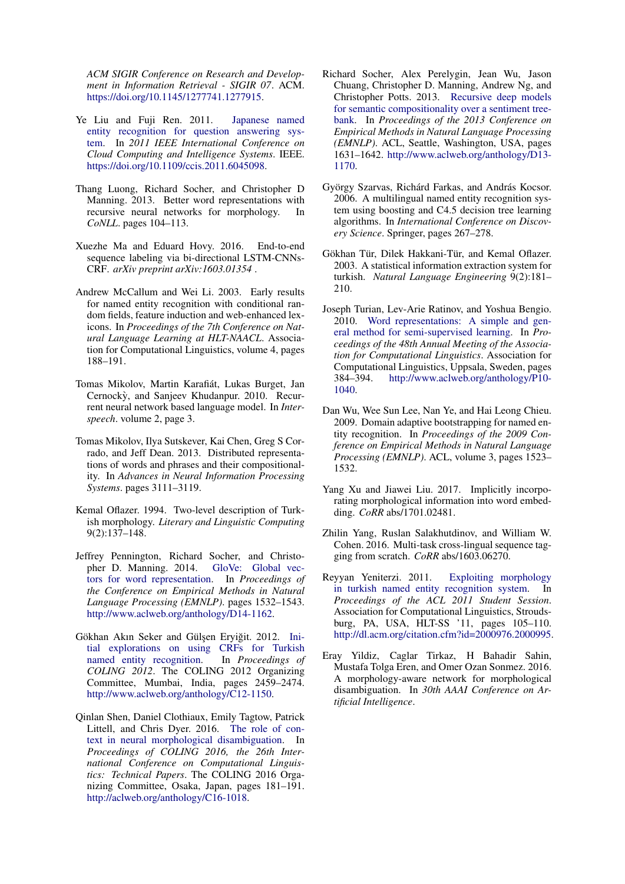*ACM SIGIR Conference on Research and Development in Information Retrieval - SIGIR 07*. ACM. https://doi.org/10.1145/1277741.1277915.

Ye Liu and Fuji Ren. 2011. Japanese named entity recognition for question answering system. In *2011 IEEE International Conference on Cloud Computing and Intelligence Systems*. IEEE. https://doi.org/10.1109/ccis.2011.6045098.

Thang Luong, Richard Socher, and Christopher D Manning. 2013. Better word representations with recursive neural networks for morphology. In *CoNLL*. pages 104–113.

Xuezhe Ma and Eduard Hovy. 2016. End-to-end sequence labeling via bi-directional LSTM-CNNs-CRF. *arXiv preprint arXiv:1603.01354* .

Andrew McCallum and Wei Li. 2003. Early results for named entity recognition with conditional random fields, feature induction and web-enhanced lexicons. In *Proceedings of the 7th Conference on Natural Language Learning at HLT-NAACL*. Association for Computational Linguistics, volume 4, pages 188–191.

Tomas Mikolov, Martin Karafiát, Lukas Burget, Jan Cernockỳ, and Sanjeev Khudanpur. 2010. Recurrent neural network based language model. In *Interspeech*. volume 2, page 3.

Tomas Mikolov, Ilya Sutskever, Kai Chen, Greg S Corrado, and Jeff Dean. 2013. Distributed representations of words and phrases and their compositionality. In *Advances in Neural Information Processing Systems*. pages 3111–3119.

Kemal Oflazer. 1994. Two-level description of Turkish morphology. *Literary and Linguistic Computing* 9(2):137–148.

Jeffrey Pennington, Richard Socher, and Christopher D. Manning. 2014. GloVe: Global vectors for word representation. In *Proceedings of the Conference on Empirical Methods in Natural Language Processing (EMNLP)*. pages 1532–1543. http://www.aclweb.org/anthology/D14-1162.

Gökhan Akın Seker and Gülşen Eryiğit. 2012. Initial explorations on using CRFs for Turkish named entity recognition. In *Proceedings of COLING 2012*. The COLING 2012 Organizing Committee, Mumbai, India, pages 2459–2474. http://www.aclweb.org/anthology/C12-1150.

Qinlan Shen, Daniel Clothiaux, Emily Tagtow, Patrick Littell, and Chris Dyer. 2016. The role of context in neural morphological disambiguation. In *Proceedings of COLING 2016, the 26th International Conference on Computational Linguistics: Technical Papers*. The COLING 2016 Organizing Committee, Osaka, Japan, pages 181–191. http://aclweb.org/anthology/C16-1018.

Richard Socher, Alex Perelygin, Jean Wu, Jason Chuang, Christopher D. Manning, Andrew Ng, and Christopher Potts. 2013. Recursive deep models for semantic compositionality over a sentiment treebank. In *Proceedings of the 2013 Conference on Empirical Methods in Natural Language Processing (EMNLP)*. ACL, Seattle, Washington, USA, pages 1631–1642. http://www.aclweb.org/anthology/D13-1170.

György Szarvas, Richárd Farkas, and András Kocsor. 2006. A multilingual named entity recognition system using boosting and C4.5 decision tree learning algorithms. In *International Conference on Discovery Science*. Springer, pages 267–278.

Gökhan Tür, Dilek Hakkani-Tür, and Kemal Oflazer. 2003. A statistical information extraction system for turkish. *Natural Language Engineering* 9(2):181–210.

Joseph Turian, Lev-Arie Ratinov, and Yoshua Bengio. 2010. Word representations: A simple and general method for semi-supervised learning. In *Proceedings of the 48th Annual Meeting of the Association for Computational Linguistics*. Association for Computational Linguistics, Uppsala, Sweden, pages 384–394. http://www.aclweb.org/anthology/P10-1040.

Dan Wu, Wee Sun Lee, Nan Ye, and Hai Leong Chieu. 2009. Domain adaptive bootstrapping for named entity recognition. In *Proceedings of the 2009 Conference on Empirical Methods in Natural Language Processing (EMNLP)*. ACL, volume 3, pages 1523–1532.

Yang Xu and Jiawei Liu. 2017. Implicitly incorporating morphological information into word embedding. *CoRR* abs/1701.02481.

Zhilin Yang, Ruslan Salakhutdinov, and William W. Cohen. 2016. Multi-task cross-lingual sequence tagging from scratch. *CoRR* abs/1603.06270.

Reyyan Yeniterzi. 2011. Exploiting morphology in turkish named entity recognition system. In *Proceedings of the ACL 2011 Student Session*. Association for Computational Linguistics, Stroudsburg, PA, USA, HLT-SS '11, pages 105–110. http://dl.acm.org/citation.cfm?id=2000976.2000995.

Eray Yildiz, Caglar Tirkaz, H Bahadir Sahin, Mustafa Tolga Eren, and Omer Ozan Sonmez. 2016. A morphology-aware network for morphological disambiguation. In *30th AAAI Conference on Artificial Intelligence*.